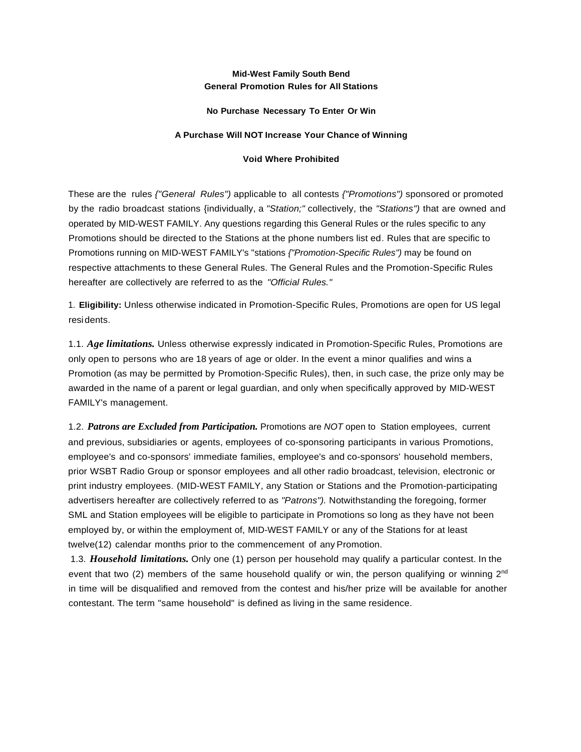**Mid-West Family South Bend**
**General Promotion Rules for All Stations**

**No Purchase Necessary To Enter Or Win**

**A Purchase Will NOT Increase Your Chance of Winning**

**Void Where Prohibited**

These are the rules *{"General Rules")* applicable to all contests *{"Promotions")* sponsored or promoted by the radio broadcast stations {individually, a *"Station;"* collectively, the *"Stations")* that are owned and operated by MID-WEST FAMILY. Any questions regarding this General Rules or the rules specific to any Promotions should be directed to the Stations at the phone numbers list ed. Rules that are specific to Promotions running on MID-WEST FAMILY's "stations *{"Promotion-Specific Rules")* may be found on respective attachments to these General Rules. The General Rules and the Promotion-Specific Rules hereafter are collectively are referred to as the *"Official Rules."*

1. **Eligibility:** Unless otherwise indicated in Promotion-Specific Rules, Promotions are open for US legal residents.

1.1. ***Age limitations.*** Unless otherwise expressly indicated in Promotion-Specific Rules, Promotions are only open to persons who are 18 years of age or older. In the event a minor qualifies and wins a Promotion (as may be permitted by Promotion-Specific Rules), then, in such case, the prize only may be awarded in the name of a parent or legal guardian, and only when specifically approved by MID-WEST FAMILY's management.

1.2. ***Patrons are Excluded from Participation.*** Promotions are *NOT* open to Station employees, current and previous, subsidiaries or agents, employees of co-sponsoring participants in various Promotions, employee's and co-sponsors' immediate families, employee's and co-sponsors' household members, prior WSBT Radio Group or sponsor employees and all other radio broadcast, television, electronic or print industry employees. (MID-WEST FAMILY, any Station or Stations and the Promotion-participating advertisers hereafter are collectively referred to as *"Patrons").* Notwithstanding the foregoing, former SML and Station employees will be eligible to participate in Promotions so long as they have not been employed by, or within the employment of, MID-WEST FAMILY or any of the Stations for at least twelve(12) calendar months prior to the commencement of any Promotion.

1.3. ***Household limitations.*** Only one (1) person per household may qualify a particular contest. In the event that two (2) members of the same household qualify or win, the person qualifying or winning 2nd in time will be disqualified and removed from the contest and his/her prize will be available for another contestant. The term "same household" is defined as living in the same residence.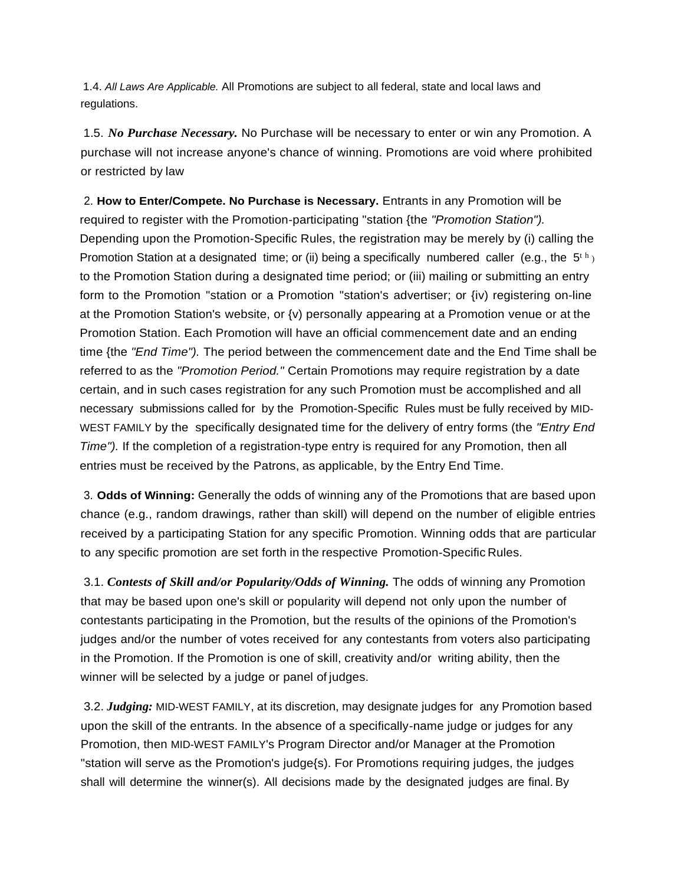1.4. *All Laws Are Applicable.* All Promotions are subject to all federal, state and local laws and regulations.

1.5. ***No Purchase Necessary.*** No Purchase will be necessary to enter or win any Promotion. A purchase will not increase anyone's chance of winning. Promotions are void where prohibited or restricted by law

2. **How to Enter/Compete. No Purchase is Necessary.** Entrants in any Promotion will be required to register with the Promotion-participating "station {the *"Promotion Station").* Depending upon the Promotion-Specific Rules, the registration may be merely by (i) calling the Promotion Station at a designated time; or (ii) being a specifically numbered caller (e.g., the 5th) to the Promotion Station during a designated time period; or (iii) mailing or submitting an entry form to the Promotion "station or a Promotion "station's advertiser; or {iv) registering on-line at the Promotion Station's website, or {v) personally appearing at a Promotion venue or at the Promotion Station. Each Promotion will have an official commencement date and an ending time {the *"End Time").* The period between the commencement date and the End Time shall be referred to as the *"Promotion Period."* Certain Promotions may require registration by a date certain, and in such cases registration for any such Promotion must be accomplished and all necessary submissions called for by the Promotion-Specific Rules must be fully received by MID-WEST FAMILY by the specifically designated time for the delivery of entry forms (the *"Entry End Time").* If the completion of a registration-type entry is required for any Promotion, then all entries must be received by the Patrons, as applicable, by the Entry End Time.

3. **Odds of Winning:** Generally the odds of winning any of the Promotions that are based upon chance (e.g., random drawings, rather than skill) will depend on the number of eligible entries received by a participating Station for any specific Promotion. Winning odds that are particular to any specific promotion are set forth in the respective Promotion-Specific Rules.

3.1. ***Contests of Skill and/or Popularity/Odds of Winning.*** The odds of winning any Promotion that may be based upon one's skill or popularity will depend not only upon the number of contestants participating in the Promotion, but the results of the opinions of the Promotion's judges and/or the number of votes received for any contestants from voters also participating in the Promotion. If the Promotion is one of skill, creativity and/or writing ability, then the winner will be selected by a judge or panel of judges.

3.2. ***Judging:*** MID-WEST FAMILY, at its discretion, may designate judges for any Promotion based upon the skill of the entrants. In the absence of a specifically-name judge or judges for any Promotion, then MID-WEST FAMILY's Program Director and/or Manager at the Promotion "station will serve as the Promotion's judge{s). For Promotions requiring judges, the judges shall will determine the winner(s). All decisions made by the designated judges are final. By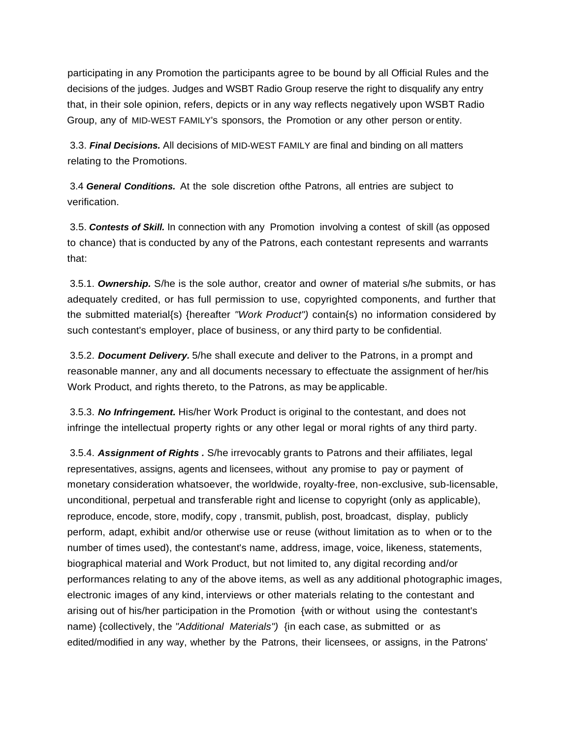participating in any Promotion the participants agree to be bound by all Official Rules and the decisions of the judges. Judges and WSBT Radio Group reserve the right to disqualify any entry that, in their sole opinion, refers, depicts or in any way reflects negatively upon WSBT Radio Group, any of MID-WEST FAMILY's sponsors, the Promotion or any other person or entity.

3.3. ***Final Decisions.*** All decisions of MID-WEST FAMILY are final and binding on all matters relating to the Promotions.

3.4 ***General Conditions.*** At the sole discretion ofthe Patrons, all entries are subject to verification.

3.5. ***Contests of Skill.*** In connection with any Promotion involving a contest of skill (as opposed to chance) that is conducted by any of the Patrons, each contestant represents and warrants that:

3.5.1. ***Ownership.*** S/he is the sole author, creator and owner of material s/he submits, or has adequately credited, or has full permission to use, copyrighted components, and further that the submitted material{s) {hereafter *"Work Product")* contain{s) no information considered by such contestant's employer, place of business, or any third party to be confidential.

3.5.2. ***Document Delivery.*** 5/he shall execute and deliver to the Patrons, in a prompt and reasonable manner, any and all documents necessary to effectuate the assignment of her/his Work Product, and rights thereto, to the Patrons, as may be applicable.

3.5.3. ***No Infringement.*** His/her Work Product is original to the contestant, and does not infringe the intellectual property rights or any other legal or moral rights of any third party.

3.5.4. ***Assignment of Rights .*** S/he irrevocably grants to Patrons and their affiliates, legal representatives, assigns, agents and licensees, without any promise to pay or payment of monetary consideration whatsoever, the worldwide, royalty-free, non-exclusive, sub-licensable, unconditional, perpetual and transferable right and license to copyright (only as applicable), reproduce, encode, store, modify, copy , transmit, publish, post, broadcast, display, publicly perform, adapt, exhibit and/or otherwise use or reuse (without limitation as to when or to the number of times used), the contestant's name, address, image, voice, likeness, statements, biographical material and Work Product, but not limited to, any digital recording and/or performances relating to any of the above items, as well as any additional photographic images, electronic images of any kind, interviews or other materials relating to the contestant and arising out of his/her participation in the Promotion {with or without using the contestant's name) {collectively, the *"Additional Materials")* {in each case, as submitted or as edited/modified in any way, whether by the Patrons, their licensees, or assigns, in the Patrons'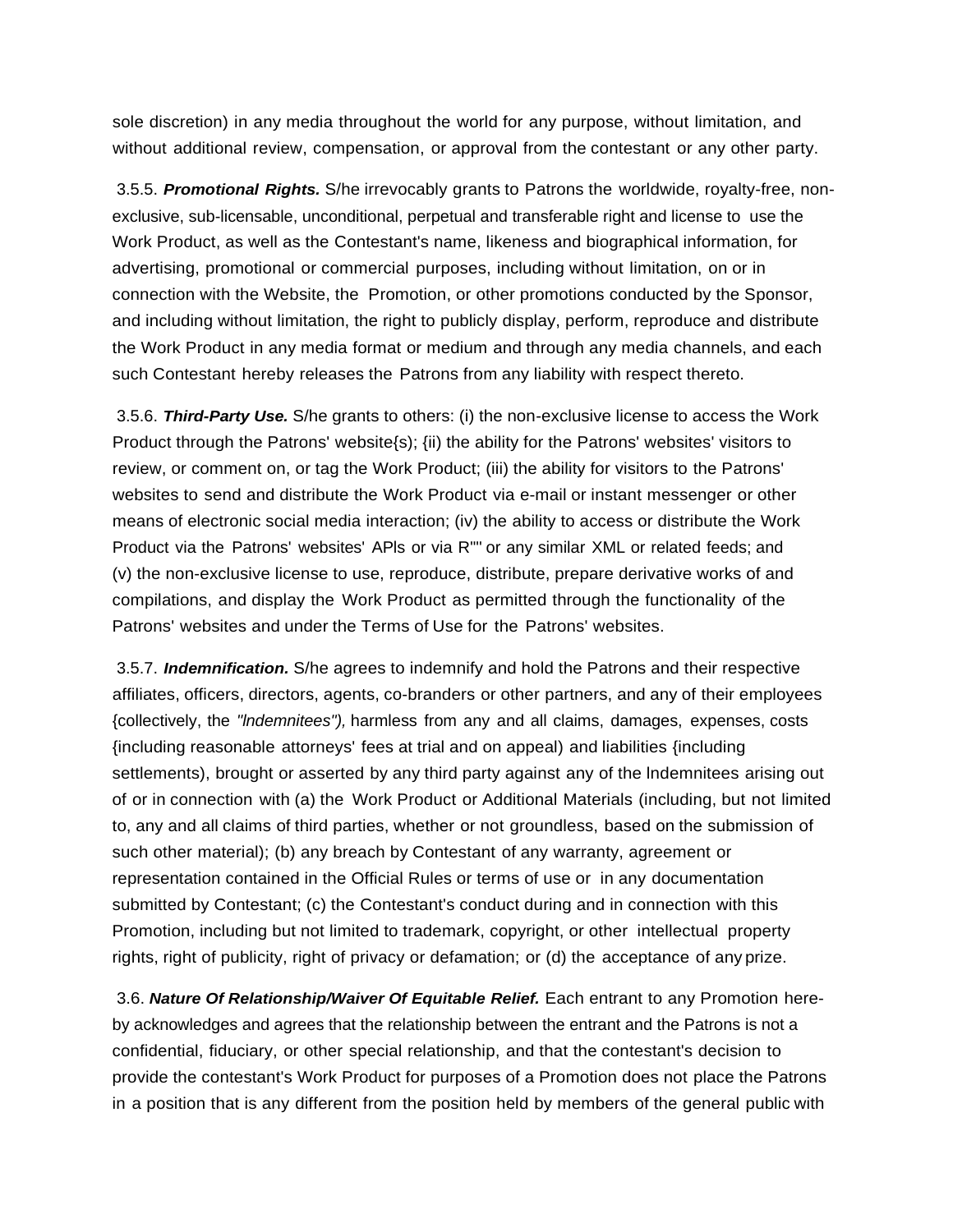sole discretion) in any media throughout the world for any purpose, without limitation, and without additional review, compensation, or approval from the contestant or any other party.

3.5.5. ***Promotional Rights.*** S/he irrevocably grants to Patrons the worldwide, royalty-free, non-exclusive, sub-licensable, unconditional, perpetual and transferable right and license to use the Work Product, as well as the Contestant's name, likeness and biographical information, for advertising, promotional or commercial purposes, including without limitation, on or in connection with the Website, the Promotion, or other promotions conducted by the Sponsor, and including without limitation, the right to publicly display, perform, reproduce and distribute the Work Product in any media format or medium and through any media channels, and each such Contestant hereby releases the Patrons from any liability with respect thereto.

3.5.6. ***Third-Party Use.*** S/he grants to others: (i) the non-exclusive license to access the Work Product through the Patrons' website{s); {ii) the ability for the Patrons' websites' visitors to review, or comment on, or tag the Work Product; (iii) the ability for visitors to the Patrons' websites to send and distribute the Work Product via e-mail or instant messenger or other means of electronic social media interaction; (iv) the ability to access or distribute the Work Product via the Patrons' websites' APls or via R"" or any similar XML or related feeds; and (v) the non-exclusive license to use, reproduce, distribute, prepare derivative works of and compilations, and display the Work Product as permitted through the functionality of the Patrons' websites and under the Terms of Use for the Patrons' websites.

3.5.7. ***Indemnification.*** S/he agrees to indemnify and hold the Patrons and their respective affiliates, officers, directors, agents, co-branders or other partners, and any of their employees {collectively, the *"lndemnitees"),* harmless from any and all claims, damages, expenses, costs {including reasonable attorneys' fees at trial and on appeal) and liabilities {including settlements), brought or asserted by any third party against any of the lndemnitees arising out of or in connection with (a) the Work Product or Additional Materials (including, but not limited to, any and all claims of third parties, whether or not groundless, based on the submission of such other material); (b) any breach by Contestant of any warranty, agreement or representation contained in the Official Rules or terms of use or in any documentation submitted by Contestant; (c) the Contestant's conduct during and in connection with this Promotion, including but not limited to trademark, copyright, or other intellectual property rights, right of publicity, right of privacy or defamation; or (d) the acceptance of any prize.

3.6. ***Nature Of Relationship/Waiver Of Equitable Relief.*** Each entrant to any Promotion here-by acknowledges and agrees that the relationship between the entrant and the Patrons is not a confidential, fiduciary, or other special relationship, and that the contestant's decision to provide the contestant's Work Product for purposes of a Promotion does not place the Patrons in a position that is any different from the position held by members of the general public with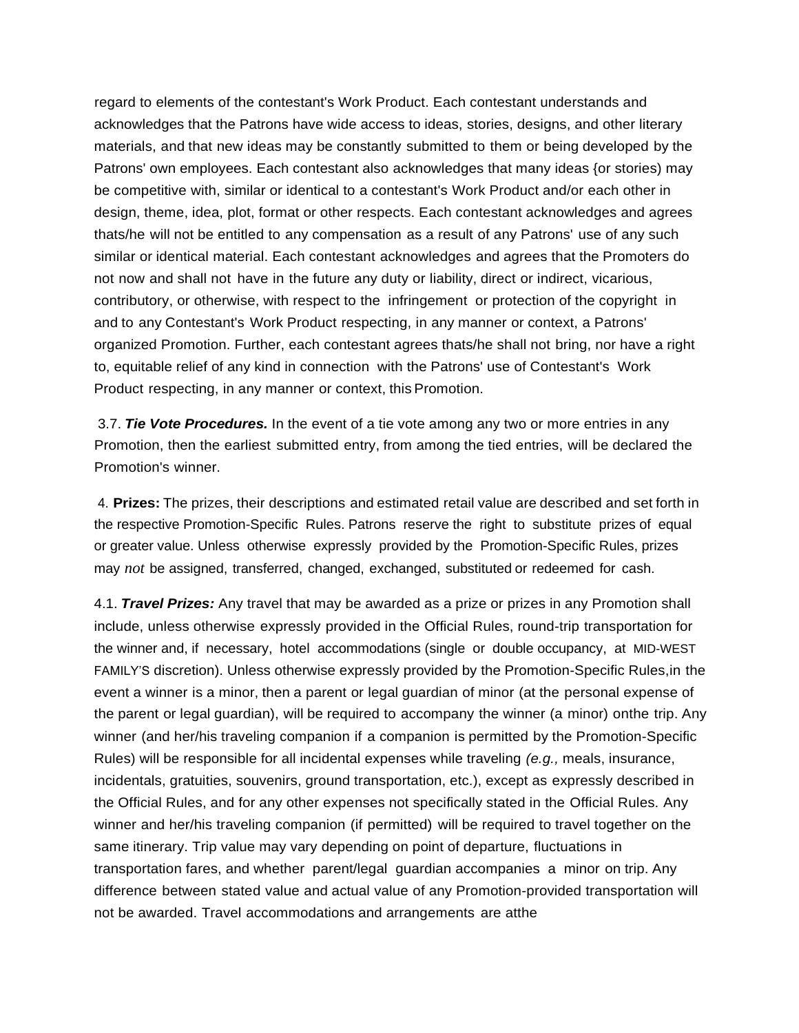regard to elements of the contestant's Work Product. Each contestant understands and acknowledges that the Patrons have wide access to ideas, stories, designs, and other literary materials, and that new ideas may be constantly submitted to them or being developed by the Patrons' own employees. Each contestant also acknowledges that many ideas {or stories) may be competitive with, similar or identical to a contestant's Work Product and/or each other in design, theme, idea, plot, format or other respects. Each contestant acknowledges and agrees thats/he will not be entitled to any compensation as a result of any Patrons' use of any such similar or identical material. Each contestant acknowledges and agrees that the Promoters do not now and shall not have in the future any duty or liability, direct or indirect, vicarious, contributory, or otherwise, with respect to the infringement or protection of the copyright in and to any Contestant's Work Product respecting, in any manner or context, a Patrons' organized Promotion. Further, each contestant agrees thats/he shall not bring, nor have a right to, equitable relief of any kind in connection with the Patrons' use of Contestant's Work Product respecting, in any manner or context, this Promotion.

3.7. ***Tie Vote Procedures.*** In the event of a tie vote among any two or more entries in any Promotion, then the earliest submitted entry, from among the tied entries, will be declared the Promotion's winner.

4. **Prizes:** The prizes, their descriptions and estimated retail value are described and set forth in the respective Promotion-Specific Rules. Patrons reserve the right to substitute prizes of equal or greater value. Unless otherwise expressly provided by the Promotion-Specific Rules, prizes may *not* be assigned, transferred, changed, exchanged, substituted or redeemed for cash.

4.1. ***Travel Prizes:*** Any travel that may be awarded as a prize or prizes in any Promotion shall include, unless otherwise expressly provided in the Official Rules, round-trip transportation for the winner and, if necessary, hotel accommodations (single or double occupancy, at MID-WEST FAMILY'S discretion). Unless otherwise expressly provided by the Promotion-Specific Rules,in the event a winner is a minor, then a parent or legal guardian of minor (at the personal expense of the parent or legal guardian), will be required to accompany the winner (a minor) onthe trip. Any winner (and her/his traveling companion if a companion is permitted by the Promotion-Specific Rules) will be responsible for all incidental expenses while traveling *(e.g.,* meals, insurance, incidentals, gratuities, souvenirs, ground transportation, etc.), except as expressly described in the Official Rules, and for any other expenses not specifically stated in the Official Rules. Any winner and her/his traveling companion (if permitted) will be required to travel together on the same itinerary. Trip value may vary depending on point of departure, fluctuations in transportation fares, and whether parent/legal guardian accompanies a minor on trip. Any difference between stated value and actual value of any Promotion-provided transportation will not be awarded. Travel accommodations and arrangements are atthe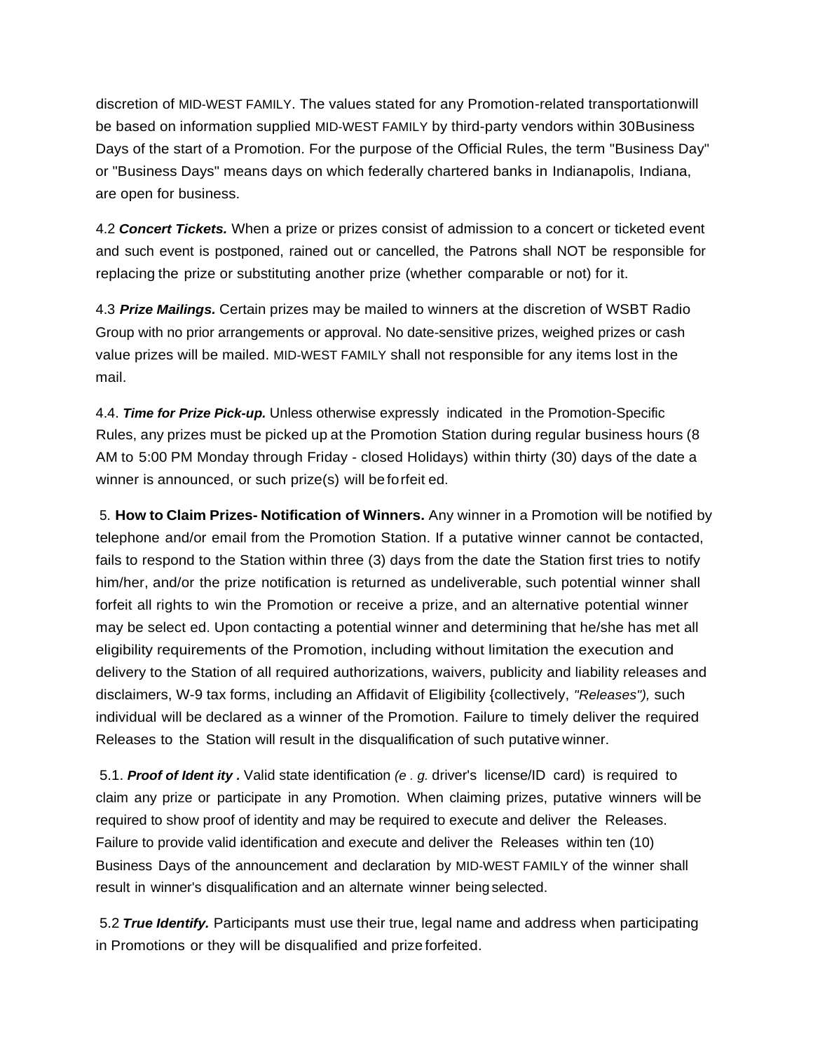discretion of MID-WEST FAMILY. The values stated for any Promotion-related transportationwill be based on information supplied MID-WEST FAMILY by third-party vendors within 30Business Days of the start of a Promotion. For the purpose of the Official Rules, the term "Business Day" or "Business Days" means days on which federally chartered banks in Indianapolis, Indiana, are open for business.

4.2 ***Concert Tickets.*** When a prize or prizes consist of admission to a concert or ticketed event and such event is postponed, rained out or cancelled, the Patrons shall NOT be responsible for replacing the prize or substituting another prize (whether comparable or not) for it.

4.3 ***Prize Mailings.*** Certain prizes may be mailed to winners at the discretion of WSBT Radio Group with no prior arrangements or approval. No date-sensitive prizes, weighed prizes or cash value prizes will be mailed. MID-WEST FAMILY shall not responsible for any items lost in the mail.

4.4. ***Time for Prize Pick-up.*** Unless otherwise expressly indicated in the Promotion-Specific Rules, any prizes must be picked up at the Promotion Station during regular business hours (8 AM to 5:00 PM Monday through Friday - closed Holidays) within thirty (30) days of the date a winner is announced, or such prize(s) will be forfeit ed.

5. **How to Claim Prizes- Notification of Winners.** Any winner in a Promotion will be notified by telephone and/or email from the Promotion Station. If a putative winner cannot be contacted, fails to respond to the Station within three (3) days from the date the Station first tries to notify him/her, and/or the prize notification is returned as undeliverable, such potential winner shall forfeit all rights to win the Promotion or receive a prize, and an alternative potential winner may be select ed. Upon contacting a potential winner and determining that he/she has met all eligibility requirements of the Promotion, including without limitation the execution and delivery to the Station of all required authorizations, waivers, publicity and liability releases and disclaimers, W-9 tax forms, including an Affidavit of Eligibility {collectively, *"Releases"),* such individual will be declared as a winner of the Promotion. Failure to timely deliver the required Releases to the Station will result in the disqualification of such putative winner.

5.1. ***Proof of Ident ity .*** Valid state identification *(e . g.* driver's license/ID card) is required to claim any prize or participate in any Promotion. When claiming prizes, putative winners will be required to show proof of identity and may be required to execute and deliver the Releases. Failure to provide valid identification and execute and deliver the Releases within ten (10) Business Days of the announcement and declaration by MID-WEST FAMILY of the winner shall result in winner's disqualification and an alternate winner beingselected.

5.2 ***True Identify.*** Participants must use their true, legal name and address when participating in Promotions or they will be disqualified and prize forfeited.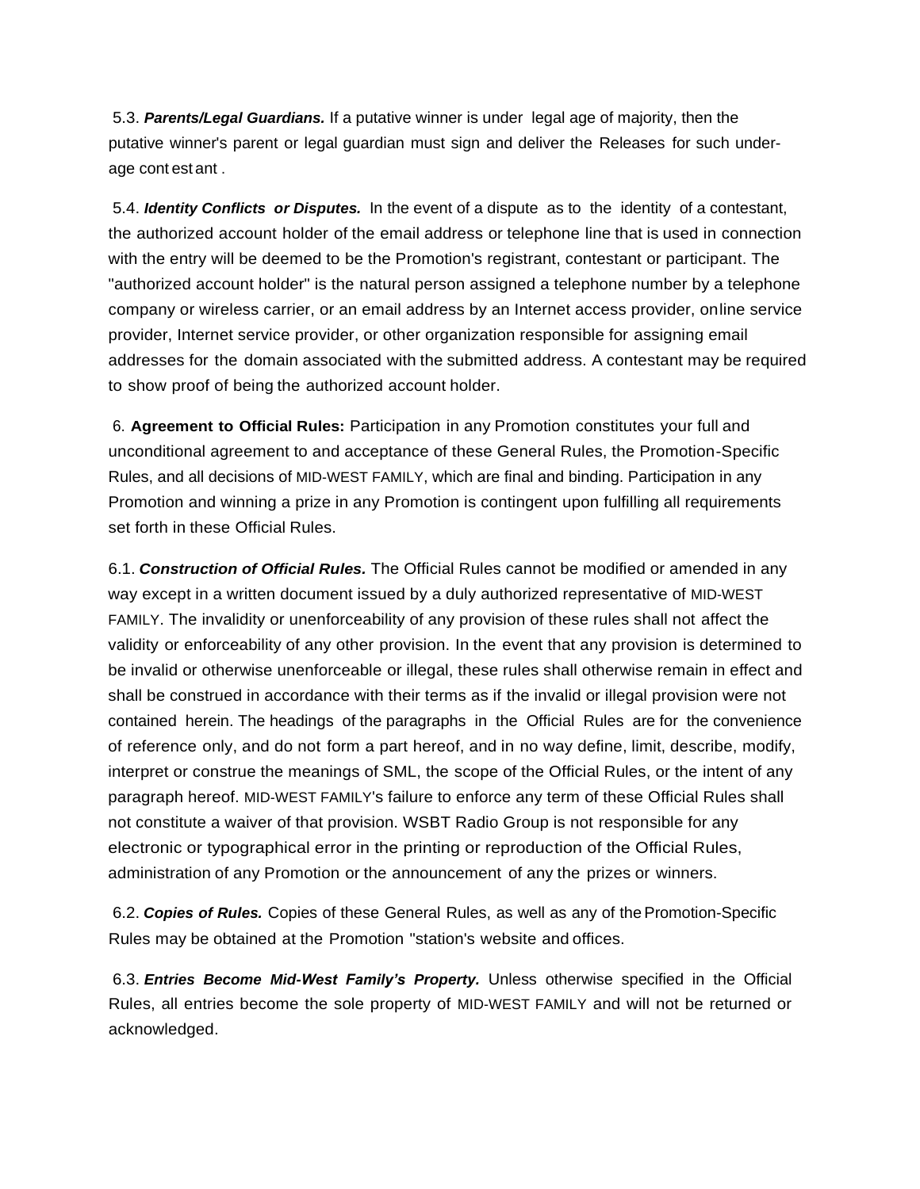5.3. ***Parents/Legal Guardians.*** If a putative winner is under legal age of majority, then the putative winner's parent or legal guardian must sign and deliver the Releases for such under-age contestant .

5.4. ***Identity Conflicts or Disputes.*** In the event of a dispute as to the identity of a contestant, the authorized account holder of the email address or telephone line that is used in connection with the entry will be deemed to be the Promotion's registrant, contestant or participant. The "authorized account holder" is the natural person assigned a telephone number by a telephone company or wireless carrier, or an email address by an Internet access provider, online service provider, Internet service provider, or other organization responsible for assigning email addresses for the domain associated with the submitted address. A contestant may be required to show proof of being the authorized account holder.

6. **Agreement to Official Rules:** Participation in any Promotion constitutes your full and unconditional agreement to and acceptance of these General Rules, the Promotion-Specific Rules, and all decisions of MID-WEST FAMILY, which are final and binding. Participation in any Promotion and winning a prize in any Promotion is contingent upon fulfilling all requirements set forth in these Official Rules.

6.1. ***Construction of Official Rules.*** The Official Rules cannot be modified or amended in any way except in a written document issued by a duly authorized representative of MID-WEST FAMILY. The invalidity or unenforceability of any provision of these rules shall not affect the validity or enforceability of any other provision. In the event that any provision is determined to be invalid or otherwise unenforceable or illegal, these rules shall otherwise remain in effect and shall be construed in accordance with their terms as if the invalid or illegal provision were not contained herein. The headings of the paragraphs in the Official Rules are for the convenience of reference only, and do not form a part hereof, and in no way define, limit, describe, modify, interpret or construe the meanings of SML, the scope of the Official Rules, or the intent of any paragraph hereof. MID-WEST FAMILY's failure to enforce any term of these Official Rules shall not constitute a waiver of that provision. WSBT Radio Group is not responsible for any electronic or typographical error in the printing or reproduction of the Official Rules, administration of any Promotion or the announcement of any the prizes or winners.

6.2. ***Copies of Rules.*** Copies of these General Rules, as well as any of the Promotion-Specific Rules may be obtained at the Promotion "station's website and offices.

6.3. ***Entries Become Mid-West Family's Property.*** Unless otherwise specified in the Official Rules, all entries become the sole property of MID-WEST FAMILY and will not be returned or acknowledged.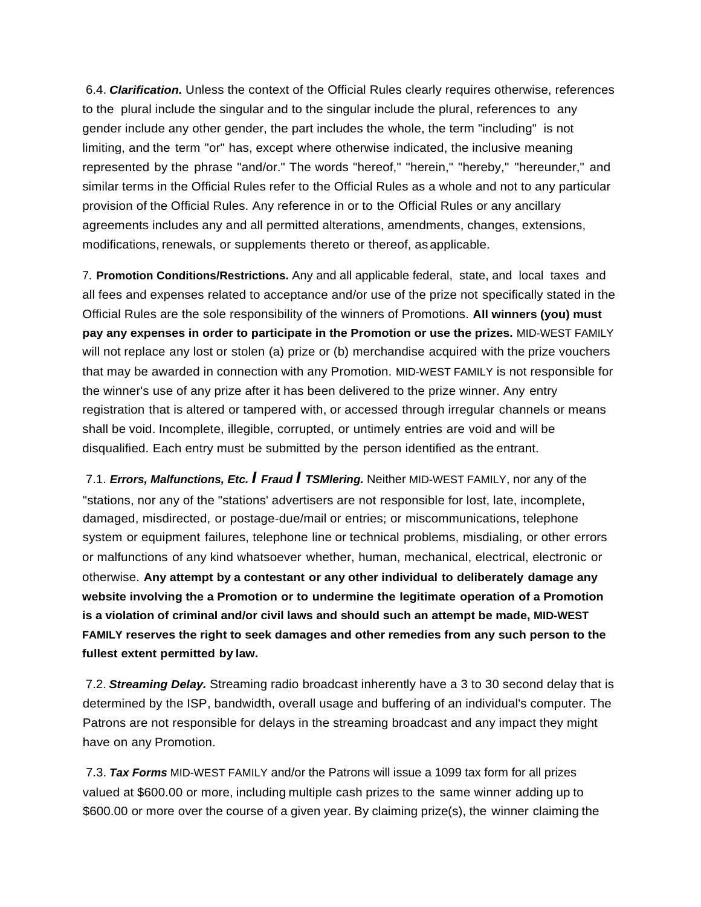6.4. ***Clarification.*** Unless the context of the Official Rules clearly requires otherwise, references to the plural include the singular and to the singular include the plural, references to any gender include any other gender, the part includes the whole, the term "including" is not limiting, and the term "or" has, except where otherwise indicated, the inclusive meaning represented by the phrase "and/or." The words "hereof," "herein," "hereby," "hereunder," and similar terms in the Official Rules refer to the Official Rules as a whole and not to any particular provision of the Official Rules. Any reference in or to the Official Rules or any ancillary agreements includes any and all permitted alterations, amendments, changes, extensions, modifications, renewals, or supplements thereto or thereof, as applicable.

7. **Promotion Conditions/Restrictions.** Any and all applicable federal, state, and local taxes and all fees and expenses related to acceptance and/or use of the prize not specifically stated in the Official Rules are the sole responsibility of the winners of Promotions. **All winners (you) must pay any expenses in order to participate in the Promotion or use the prizes.** MID-WEST FAMILY will not replace any lost or stolen (a) prize or (b) merchandise acquired with the prize vouchers that may be awarded in connection with any Promotion. MID-WEST FAMILY is not responsible for the winner's use of any prize after it has been delivered to the prize winner. Any entry registration that is altered or tampered with, or accessed through irregular channels or means shall be void. Incomplete, illegible, corrupted, or untimely entries are void and will be disqualified. Each entry must be submitted by the person identified as the entrant.

7.1. ***Errors, Malfunctions, Etc. I Fraud I TSMlering.*** Neither MID-WEST FAMILY, nor any of the "stations, nor any of the "stations' advertisers are not responsible for lost, late, incomplete, damaged, misdirected, or postage-due/mail or entries; or miscommunications, telephone system or equipment failures, telephone line or technical problems, misdialing, or other errors or malfunctions of any kind whatsoever whether, human, mechanical, electrical, electronic or otherwise. **Any attempt by a contestant or any other individual to deliberately damage any website involving the a Promotion or to undermine the legitimate operation of a Promotion is a violation of criminal and/or civil laws and should such an attempt be made, MID-WEST FAMILY reserves the right to seek damages and other remedies from any such person to the fullest extent permitted by law.**

7.2. ***Streaming Delay.*** Streaming radio broadcast inherently have a 3 to 30 second delay that is determined by the ISP, bandwidth, overall usage and buffering of an individual's computer. The Patrons are not responsible for delays in the streaming broadcast and any impact they might have on any Promotion.

7.3. ***Tax Forms*** MID-WEST FAMILY and/or the Patrons will issue a 1099 tax form for all prizes valued at $600.00 or more, including multiple cash prizes to the same winner adding up to $600.00 or more over the course of a given year. By claiming prize(s), the winner claiming the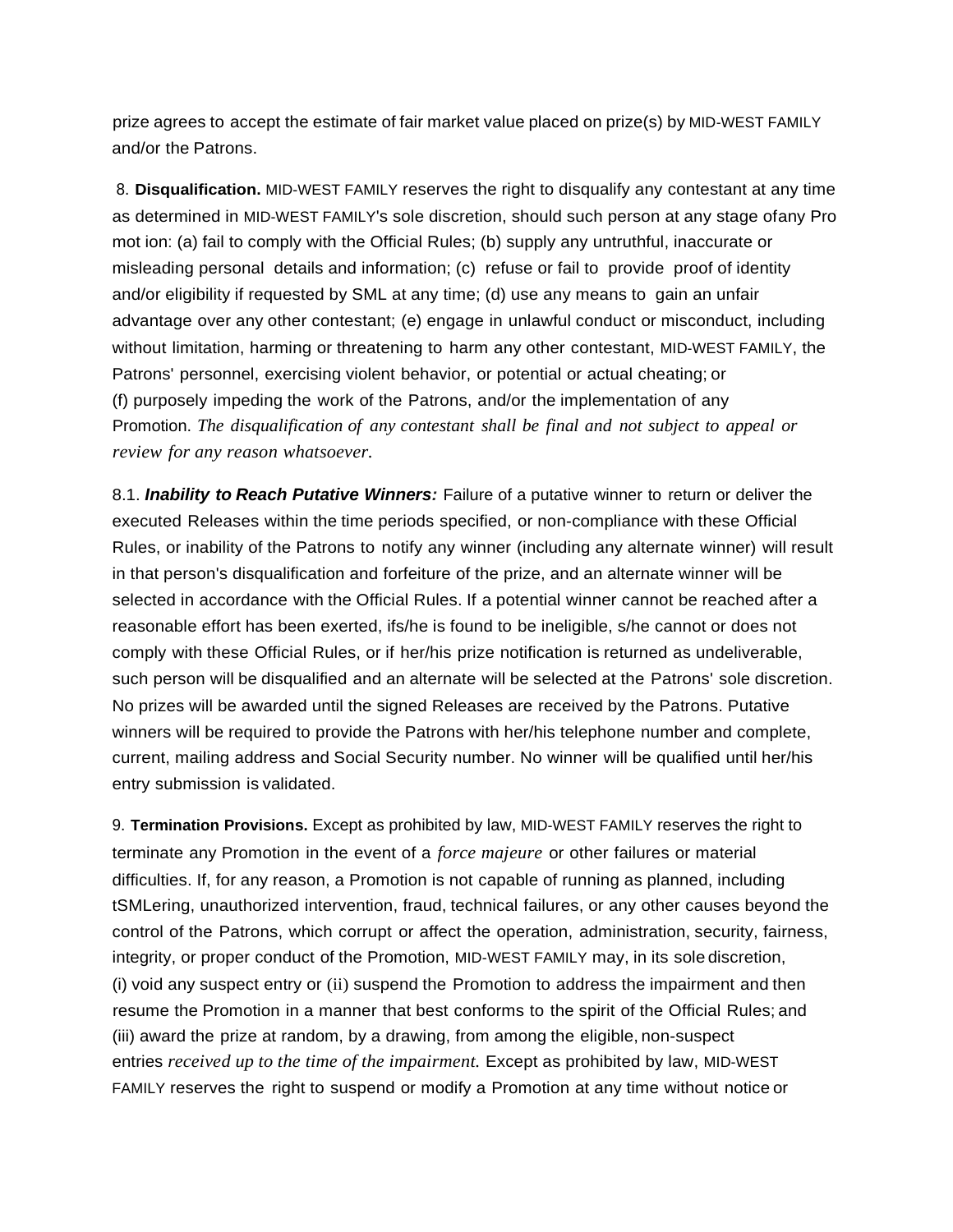prize agrees to accept the estimate of fair market value placed on prize(s) by MID-WEST FAMILY and/or the Patrons.

8. **Disqualification.** MID-WEST FAMILY reserves the right to disqualify any contestant at any time as determined in MID-WEST FAMILY's sole discretion, should such person at any stage ofany Pro mot ion: (a) fail to comply with the Official Rules; (b) supply any untruthful, inaccurate or misleading personal details and information; (c) refuse or fail to provide proof of identity and/or eligibility if requested by SML at any time; (d) use any means to gain an unfair advantage over any other contestant; (e) engage in unlawful conduct or misconduct, including without limitation, harming or threatening to harm any other contestant, MID-WEST FAMILY, the Patrons' personnel, exercising violent behavior, or potential or actual cheating; or (f) purposely impeding the work of the Patrons, and/or the implementation of any Promotion. *The disqualification of any contestant shall be final and not subject to appeal or review for any reason whatsoever.*

8.1. ***Inability to Reach Putative Winners:*** Failure of a putative winner to return or deliver the executed Releases within the time periods specified, or non-compliance with these Official Rules, or inability of the Patrons to notify any winner (including any alternate winner) will result in that person's disqualification and forfeiture of the prize, and an alternate winner will be selected in accordance with the Official Rules. If a potential winner cannot be reached after a reasonable effort has been exerted, ifs/he is found to be ineligible, s/he cannot or does not comply with these Official Rules, or if her/his prize notification is returned as undeliverable, such person will be disqualified and an alternate will be selected at the Patrons' sole discretion. No prizes will be awarded until the signed Releases are received by the Patrons. Putative winners will be required to provide the Patrons with her/his telephone number and complete, current, mailing address and Social Security number. No winner will be qualified until her/his entry submission is validated.

9. **Termination Provisions.** Except as prohibited by law, MID-WEST FAMILY reserves the right to terminate any Promotion in the event of a *force majeure* or other failures or material difficulties. If, for any reason, a Promotion is not capable of running as planned, including tSMLering, unauthorized intervention, fraud, technical failures, or any other causes beyond the control of the Patrons, which corrupt or affect the operation, administration, security, fairness, integrity, or proper conduct of the Promotion, MID-WEST FAMILY may, in its sole discretion, (i) void any suspect entry or (ii) suspend the Promotion to address the impairment and then resume the Promotion in a manner that best conforms to the spirit of the Official Rules; and (iii) award the prize at random, by a drawing, from among the eligible, non-suspect entries *received up to the time of the impairment.* Except as prohibited by law, MID-WEST FAMILY reserves the right to suspend or modify a Promotion at any time without notice or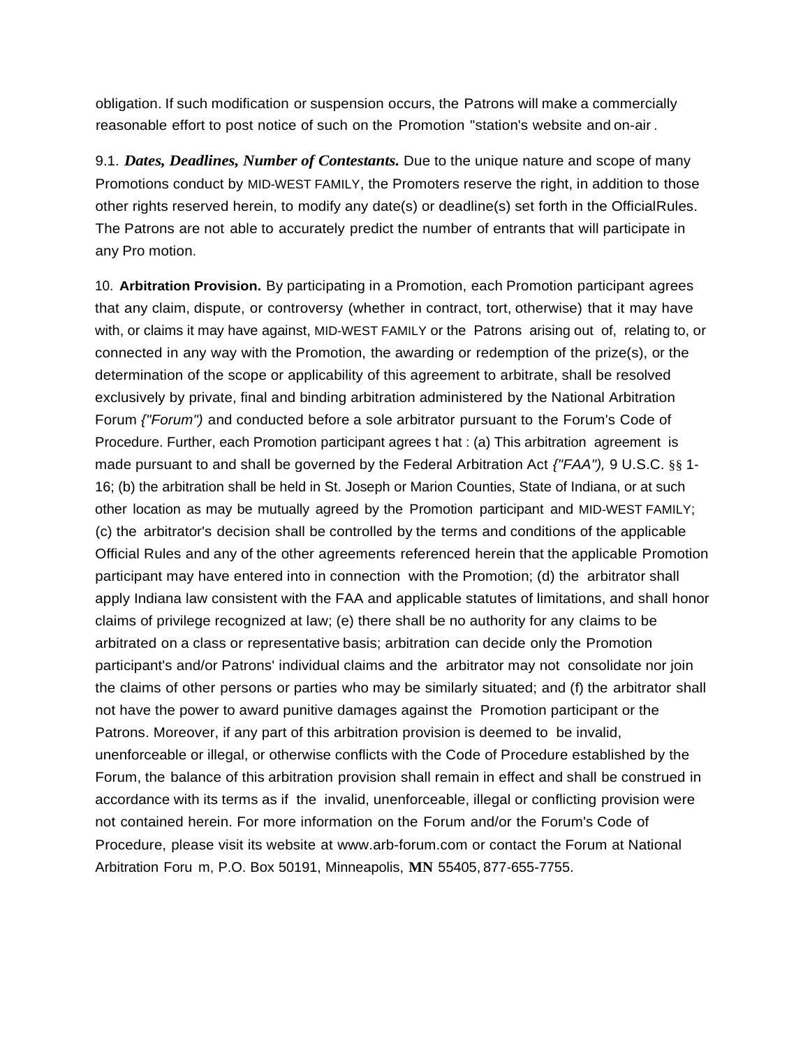obligation. If such modification or suspension occurs, the Patrons will make a commercially reasonable effort to post notice of such on the Promotion "station's website and on-air .

9.1. ***Dates, Deadlines, Number of Contestants.*** Due to the unique nature and scope of many Promotions conduct by MID-WEST FAMILY, the Promoters reserve the right, in addition to those other rights reserved herein, to modify any date(s) or deadline(s) set forth in the OfficialRules. The Patrons are not able to accurately predict the number of entrants that will participate in any Pro motion.

10. **Arbitration Provision.** By participating in a Promotion, each Promotion participant agrees that any claim, dispute, or controversy (whether in contract, tort, otherwise) that it may have with, or claims it may have against, MID-WEST FAMILY or the Patrons arising out of, relating to, or connected in any way with the Promotion, the awarding or redemption of the prize(s), or the determination of the scope or applicability of this agreement to arbitrate, shall be resolved exclusively by private, final and binding arbitration administered by the National Arbitration Forum *{"Forum")* and conducted before a sole arbitrator pursuant to the Forum's Code of Procedure. Further, each Promotion participant agrees t hat : (a) This arbitration agreement is made pursuant to and shall be governed by the Federal Arbitration Act *{"FAA"),* 9 U.S.C. §§ 1-16; (b) the arbitration shall be held in St. Joseph or Marion Counties, State of Indiana, or at such other location as may be mutually agreed by the Promotion participant and MID-WEST FAMILY; (c) the arbitrator's decision shall be controlled by the terms and conditions of the applicable Official Rules and any of the other agreements referenced herein that the applicable Promotion participant may have entered into in connection with the Promotion; (d) the arbitrator shall apply Indiana law consistent with the FAA and applicable statutes of limitations, and shall honor claims of privilege recognized at law; (e) there shall be no authority for any claims to be arbitrated on a class or representative basis; arbitration can decide only the Promotion participant's and/or Patrons' individual claims and the arbitrator may not consolidate nor join the claims of other persons or parties who may be similarly situated; and (f) the arbitrator shall not have the power to award punitive damages against the Promotion participant or the Patrons. Moreover, if any part of this arbitration provision is deemed to be invalid, unenforceable or illegal, or otherwise conflicts with the Code of Procedure established by the Forum, the balance of this arbitration provision shall remain in effect and shall be construed in accordance with its terms as if the invalid, unenforceable, illegal or conflicting provision were not contained herein. For more information on the Forum and/or the Forum's Code of Procedure, please visit its website at www.arb-forum.com or contact the Forum at National Arbitration Foru m, P.O. Box 50191, Minneapolis, **MN** 55405, 877-655-7755.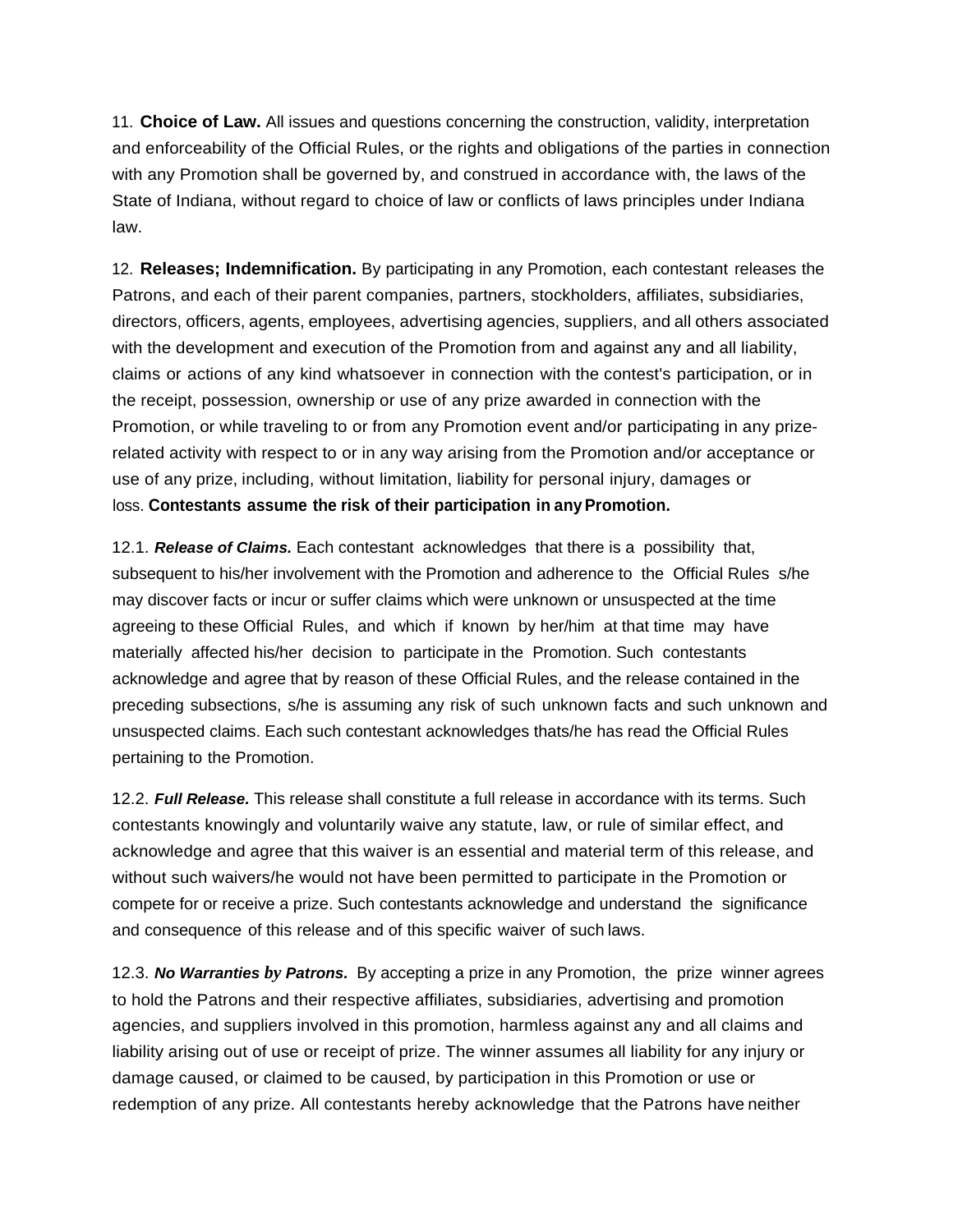11. **Choice of Law.** All issues and questions concerning the construction, validity, interpretation and enforceability of the Official Rules, or the rights and obligations of the parties in connection with any Promotion shall be governed by, and construed in accordance with, the laws of the State of Indiana, without regard to choice of law or conflicts of laws principles under Indiana law.

12. **Releases; Indemnification.** By participating in any Promotion, each contestant releases the Patrons, and each of their parent companies, partners, stockholders, affiliates, subsidiaries, directors, officers, agents, employees, advertising agencies, suppliers, and all others associated with the development and execution of the Promotion from and against any and all liability, claims or actions of any kind whatsoever in connection with the contest's participation, or in the receipt, possession, ownership or use of any prize awarded in connection with the Promotion, or while traveling to or from any Promotion event and/or participating in any prize-related activity with respect to or in any way arising from the Promotion and/or acceptance or use of any prize, including, without limitation, liability for personal injury, damages or loss. **Contestants assume the risk of their participation in any Promotion.**

12.1. ***Release of Claims.*** Each contestant acknowledges that there is a possibility that, subsequent to his/her involvement with the Promotion and adherence to the Official Rules s/he may discover facts or incur or suffer claims which were unknown or unsuspected at the time agreeing to these Official Rules, and which if known by her/him at that time may have materially affected his/her decision to participate in the Promotion. Such contestants acknowledge and agree that by reason of these Official Rules, and the release contained in the preceding subsections, s/he is assuming any risk of such unknown facts and such unknown and unsuspected claims. Each such contestant acknowledges thats/he has read the Official Rules pertaining to the Promotion.

12.2. ***Full Release.*** This release shall constitute a full release in accordance with its terms. Such contestants knowingly and voluntarily waive any statute, law, or rule of similar effect, and acknowledge and agree that this waiver is an essential and material term of this release, and without such waivers/he would not have been permitted to participate in the Promotion or compete for or receive a prize. Such contestants acknowledge and understand the significance and consequence of this release and of this specific waiver of such laws.

12.3. ***No Warranties by Patrons.*** By accepting a prize in any Promotion, the prize winner agrees to hold the Patrons and their respective affiliates, subsidiaries, advertising and promotion agencies, and suppliers involved in this promotion, harmless against any and all claims and liability arising out of use or receipt of prize. The winner assumes all liability for any injury or damage caused, or claimed to be caused, by participation in this Promotion or use or redemption of any prize. All contestants hereby acknowledge that the Patrons have neither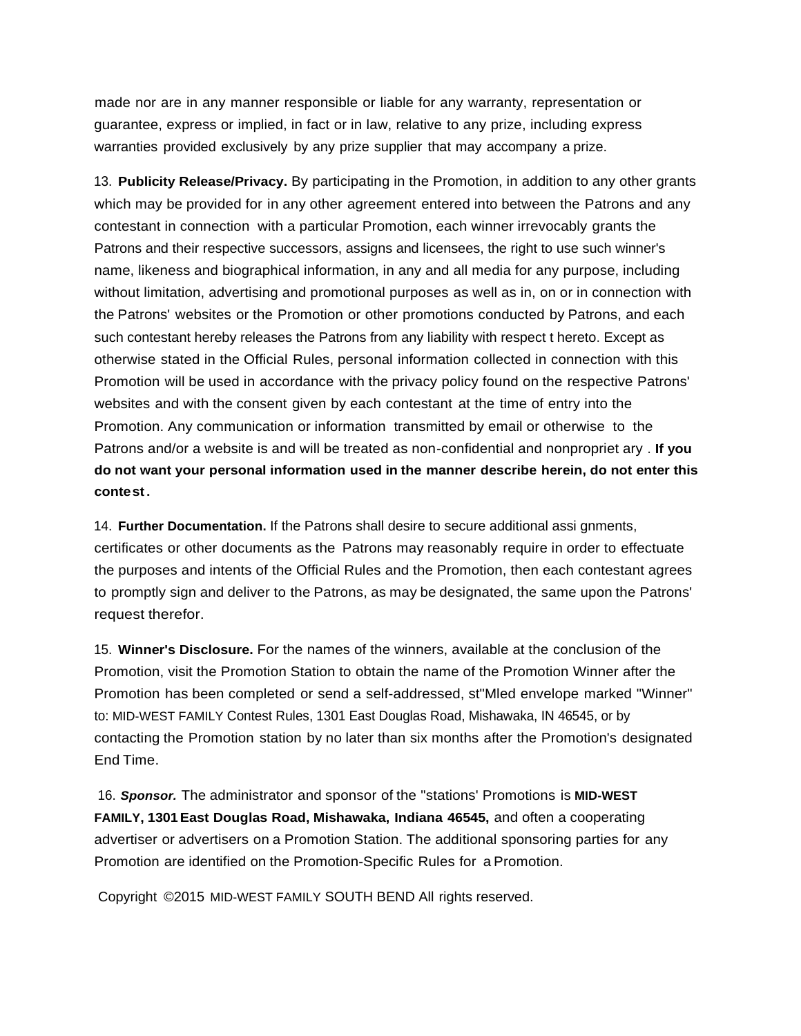made nor are in any manner responsible or liable for any warranty, representation or guarantee, express or implied, in fact or in law, relative to any prize, including express warranties provided exclusively by any prize supplier that may accompany a prize.

13. **Publicity Release/Privacy.** By participating in the Promotion, in addition to any other grants which may be provided for in any other agreement entered into between the Patrons and any contestant in connection with a particular Promotion, each winner irrevocably grants the Patrons and their respective successors, assigns and licensees, the right to use such winner's name, likeness and biographical information, in any and all media for any purpose, including without limitation, advertising and promotional purposes as well as in, on or in connection with the Patrons' websites or the Promotion or other promotions conducted by Patrons, and each such contestant hereby releases the Patrons from any liability with respect t hereto. Except as otherwise stated in the Official Rules, personal information collected in connection with this Promotion will be used in accordance with the privacy policy found on the respective Patrons' websites and with the consent given by each contestant at the time of entry into the Promotion. Any communication or information transmitted by email or otherwise to the Patrons and/or a website is and will be treated as non-confidential and nonpropriet ary . **If you do not want your personal information used in the manner describe herein, do not enter this contest.**

14. **Further Documentation.** If the Patrons shall desire to secure additional assi gnments, certificates or other documents as the Patrons may reasonably require in order to effectuate the purposes and intents of the Official Rules and the Promotion, then each contestant agrees to promptly sign and deliver to the Patrons, as may be designated, the same upon the Patrons' request therefor.

15. **Winner's Disclosure.** For the names of the winners, available at the conclusion of the Promotion, visit the Promotion Station to obtain the name of the Promotion Winner after the Promotion has been completed or send a self-addressed, st"Mled envelope marked "Winner" to: MID-WEST FAMILY Contest Rules, 1301 East Douglas Road, Mishawaka, IN 46545, or by contacting the Promotion station by no later than six months after the Promotion's designated End Time.

16. ***Sponsor.*** The administrator and sponsor of the "stations' Promotions is **MID-WEST FAMILY, 1301 East Douglas Road, Mishawaka, Indiana 46545,** and often a cooperating advertiser or advertisers on a Promotion Station. The additional sponsoring parties for any Promotion are identified on the Promotion-Specific Rules for a Promotion.

Copyright ©2015 MID-WEST FAMILY SOUTH BEND All rights reserved.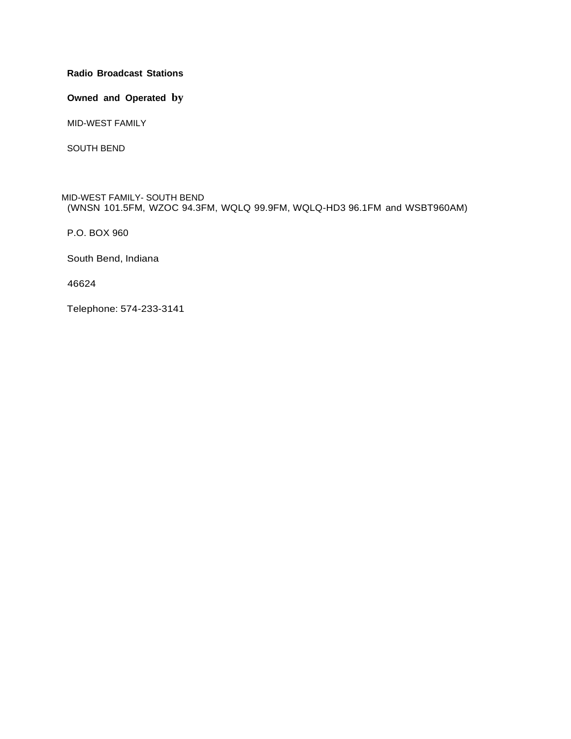**Radio Broadcast Stations**

**Owned and Operated by**

MID-WEST FAMILY

SOUTH BEND

MID-WEST FAMILY- SOUTH BEND
(WNSN 101.5FM, WZOC 94.3FM, WQLQ 99.9FM, WQLQ-HD3 96.1FM and WSBT960AM)

P.O. BOX 960

South Bend, Indiana

46624

Telephone: 574-233-3141